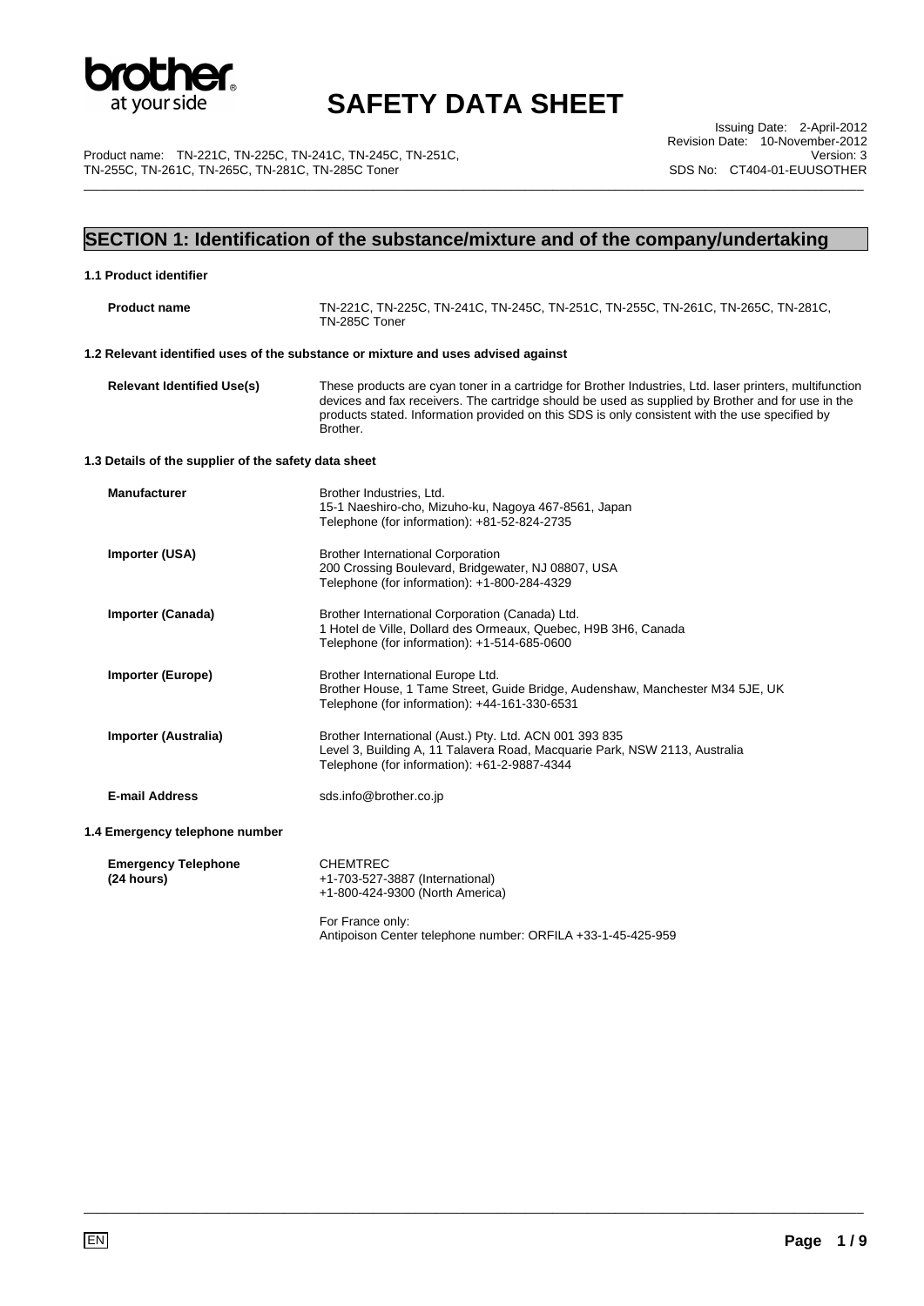# SAFETY DATA SHEET

Product name: TN-221C, TN-225C, TN-241C, TN-245C, TN-251C, TN-255C, TN-261C, TN-265C, TN-281C, TN-285C Toner

Issuing Date: 2-April-2012
Revision Date: 10-November-2012
Version: 3
SDS No: CT404-01-EUUSOTHER

## SECTION 1: Identification of the substance/mixture and of the company/undertaking

### 1.1 Product identifier

**Product name** TN-221C, TN-225C, TN-241C, TN-245C, TN-251C, TN-255C, TN-261C, TN-265C, TN-281C, TN-285C Toner

### 1.2 Relevant identified uses of the substance or mixture and uses advised against

**Relevant Identified Use(s)** These products are cyan toner in a cartridge for Brother Industries, Ltd. laser printers, multifunction devices and fax receivers. The cartridge should be used as supplied by Brother and for use in the products stated. Information provided on this SDS is only consistent with the use specified by Brother.

### 1.3 Details of the supplier of the safety data sheet

**Manufacturer**
Brother Industries, Ltd.
15-1 Naeshiro-cho, Mizuho-ku, Nagoya 467-8561, Japan
Telephone (for information): +81-52-824-2735

**Importer (USA)**
Brother International Corporation
200 Crossing Boulevard, Bridgewater, NJ 08807, USA
Telephone (for information): +1-800-284-4329

**Importer (Canada)**
Brother International Corporation (Canada) Ltd.
1 Hotel de Ville, Dollard des Ormeaux, Quebec, H9B 3H6, Canada
Telephone (for information): +1-514-685-0600

**Importer (Europe)**
Brother International Europe Ltd.
Brother House, 1 Tame Street, Guide Bridge, Audenshaw, Manchester M34 5JE, UK
Telephone (for information): +44-161-330-6531

**Importer (Australia)**
Brother International (Aust.) Pty. Ltd. ACN 001 393 835
Level 3, Building A, 11 Talavera Road, Macquarie Park, NSW 2113, Australia
Telephone (for information): +61-2-9887-4344

**E-mail Address** sds.info@brother.co.jp

### 1.4 Emergency telephone number

**Emergency Telephone (24 hours)**
CHEMTREC
+1-703-527-3887 (International)
+1-800-424-9300 (North America)

For France only:
Antipoison Center telephone number: ORFILA +33-1-45-425-959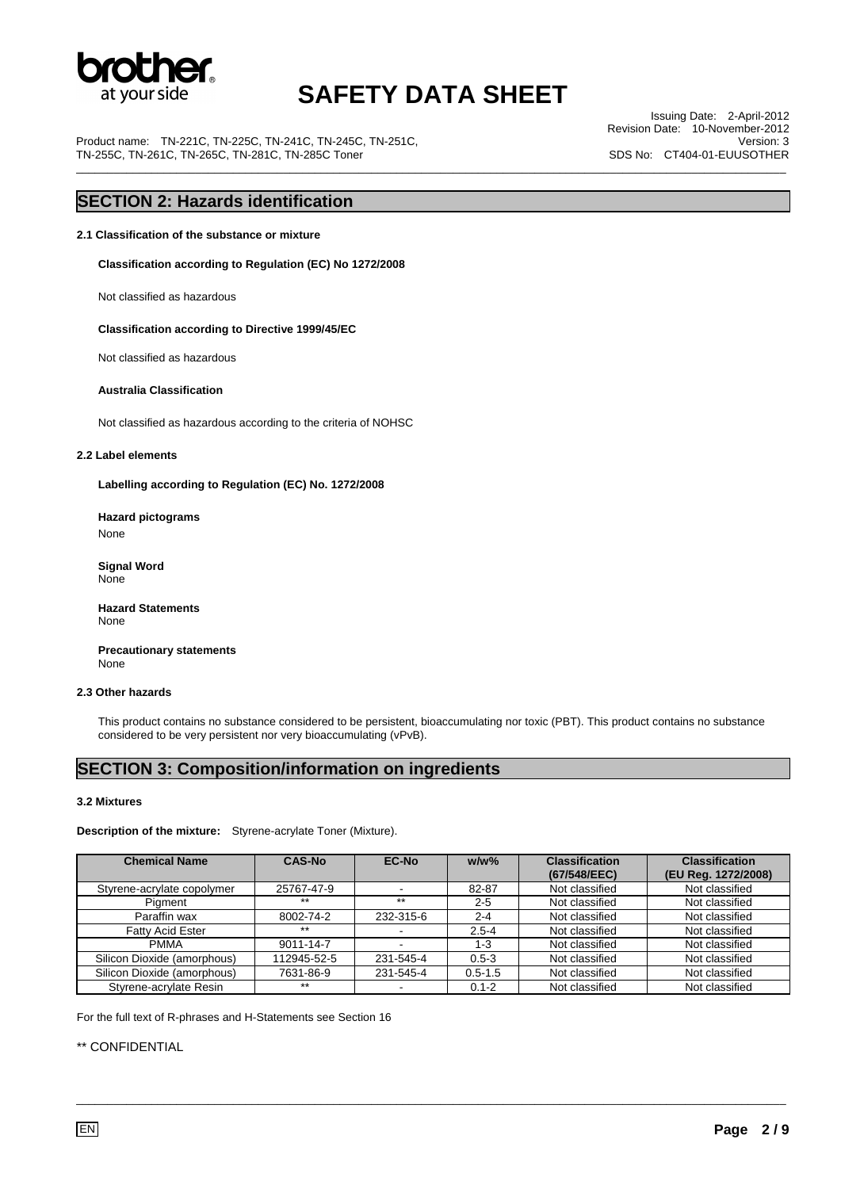## SECTION 2: Hazards identification

**2.1 Classification of the substance or mixture**

**Classification according to Regulation (EC) No 1272/2008**

Not classified as hazardous

**Classification according to Directive 1999/45/EC**

Not classified as hazardous

**Australia Classification**

Not classified as hazardous according to the criteria of NOHSC

**2.2 Label elements**

**Labelling according to Regulation (EC) No. 1272/2008**

**Hazard pictograms**
None

**Signal Word**
None

**Hazard Statements**
None

**Precautionary statements**
None

**2.3 Other hazards**

This product contains no substance considered to be persistent, bioaccumulating nor toxic (PBT). This product contains no substance considered to be very persistent nor very bioaccumulating (vPvB).

## SECTION 3: Composition/information on ingredients

**3.2 Mixtures**

**Description of the mixture:** Styrene-acrylate Toner (Mixture).

| Chemical Name | CAS-No | EC-No | w/w% | Classification (67/548/EEC) | Classification (EU Reg. 1272/2008) |
|---|---|---|---|---|---|
| Styrene-acrylate copolymer | 25767-47-9 | - | 82-87 | Not classified | Not classified |
| Pigment | ** | ** | 2-5 | Not classified | Not classified |
| Paraffin wax | 8002-74-2 | 232-315-6 | 2-4 | Not classified | Not classified |
| Fatty Acid Ester | ** | - | 2.5-4 | Not classified | Not classified |
| PMMA | 9011-14-7 | - | 1-3 | Not classified | Not classified |
| Silicon Dioxide (amorphous) | 112945-52-5 | 231-545-4 | 0.5-3 | Not classified | Not classified |
| Silicon Dioxide (amorphous) | 7631-86-9 | 231-545-4 | 0.5-1.5 | Not classified | Not classified |
| Styrene-acrylate Resin | ** | - | 0.1-2 | Not classified | Not classified |

For the full text of R-phrases and H-Statements see Section 16

** CONFIDENTIAL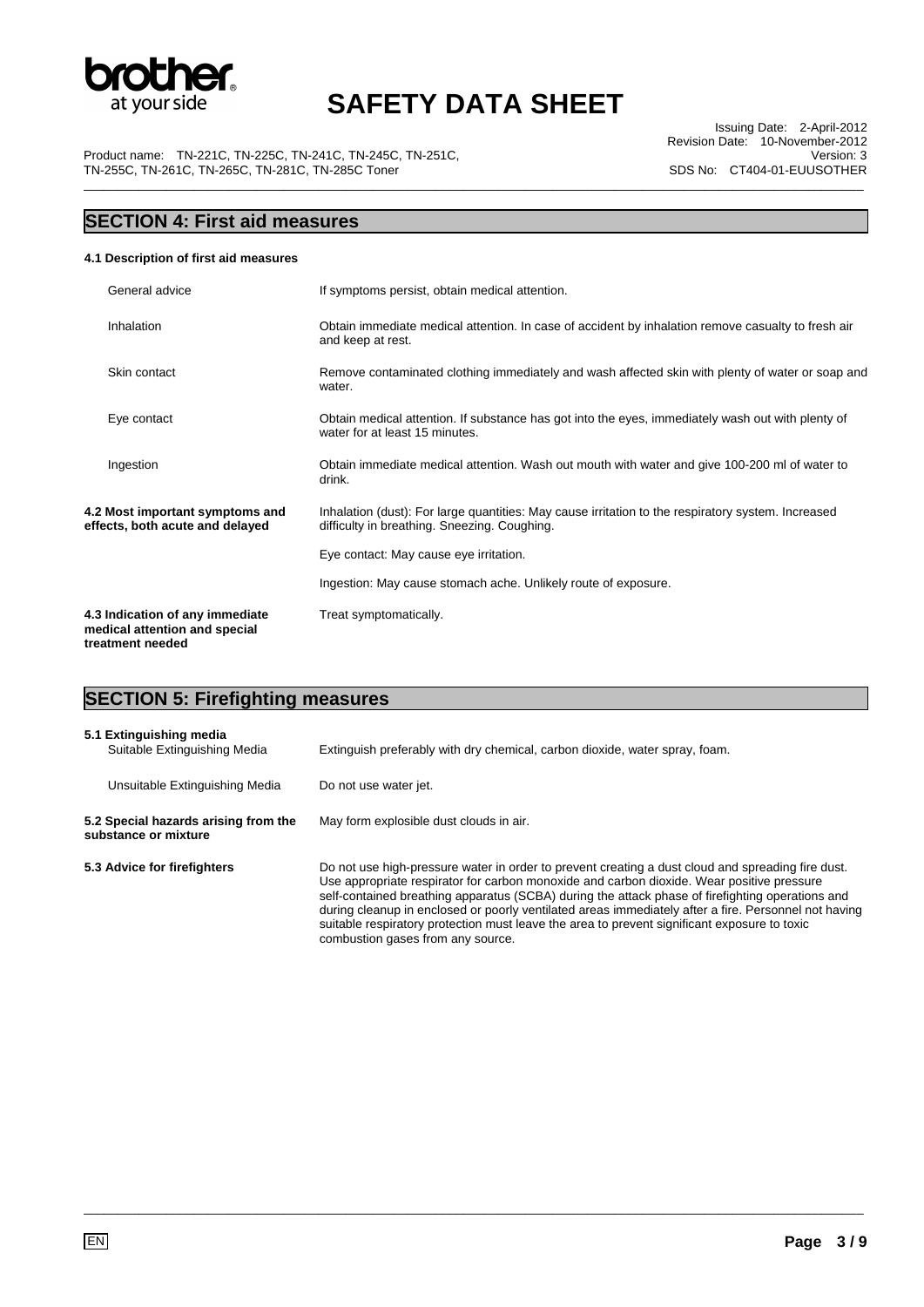## SECTION 4: First aid measures

### 4.1 Description of first aid measures

| | |
|---|---|
| General advice | If symptoms persist, obtain medical attention. |
| Inhalation | Obtain immediate medical attention. In case of accident by inhalation remove casualty to fresh air and keep at rest. |
| Skin contact | Remove contaminated clothing immediately and wash affected skin with plenty of water or soap and water. |
| Eye contact | Obtain medical attention. If substance has got into the eyes, immediately wash out with plenty of water for at least 15 minutes. |
| Ingestion | Obtain immediate medical attention. Wash out mouth with water and give 100-200 ml of water to drink. |

**4.2 Most important symptoms and effects, both acute and delayed**

Inhalation (dust): For large quantities: May cause irritation to the respiratory system. Increased difficulty in breathing. Sneezing. Coughing.

Eye contact: May cause eye irritation.

Ingestion: May cause stomach ache. Unlikely route of exposure.

**4.3 Indication of any immediate medical attention and special treatment needed**

Treat symptomatically.

## SECTION 5: Firefighting measures

**5.1 Extinguishing media**

| | |
|---|---|
| Suitable Extinguishing Media | Extinguish preferably with dry chemical, carbon dioxide, water spray, foam. |
| Unsuitable Extinguishing Media | Do not use water jet. |

**5.2 Special hazards arising from the substance or mixture**

May form explosive dust clouds in air.

**5.3 Advice for firefighters**

Do not use high-pressure water in order to prevent creating a dust cloud and spreading fire dust. Use appropriate respirator for carbon monoxide and carbon dioxide. Wear positive pressure self-contained breathing apparatus (SCBA) during the attack phase of firefighting operations and during cleanup in enclosed or poorly ventilated areas immediately after a fire. Personnel not having suitable respiratory protection must leave the area to prevent significant exposure to toxic combustion gases from any source.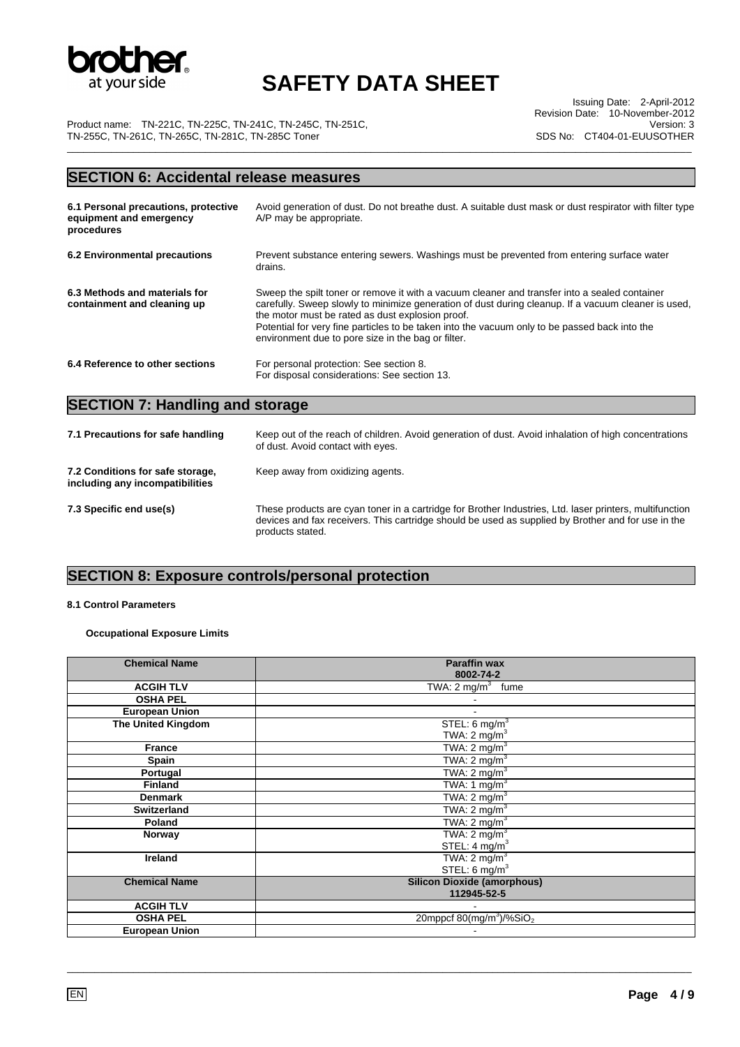## SECTION 6: Accidental release measures

**6.1 Personal precautions, protective equipment and emergency procedures**

Avoid generation of dust. Do not breathe dust. A suitable dust mask or dust respirator with filter type A/P may be appropriate.

**6.2 Environmental precautions**

Prevent substance entering sewers. Washings must be prevented from entering surface water drains.

**6.3 Methods and materials for containment and cleaning up**

Sweep the spilt toner or remove it with a vacuum cleaner and transfer into a sealed container carefully. Sweep slowly to minimize generation of dust during cleanup. If a vacuum cleaner is used, the motor must be rated as dust explosion proof.
Potential for very fine particles to be taken into the vacuum only to be passed back into the environment due to pore size in the bag or filter.

**6.4 Reference to other sections**

For personal protection: See section 8.
For disposal considerations: See section 13.

## SECTION 7: Handling and storage

**7.1 Precautions for safe handling**

Keep out of the reach of children. Avoid generation of dust. Avoid inhalation of high concentrations of dust. Avoid contact with eyes.

**7.2 Conditions for safe storage, including any incompatibilities**

Keep away from oxidizing agents.

**7.3 Specific end use(s)**

These products are cyan toner in a cartridge for Brother Industries, Ltd. laser printers, multifunction devices and fax receivers. This cartridge should be used as supplied by Brother and for use in the products stated.

## SECTION 8: Exposure controls/personal protection

**8.1 Control Parameters**

**Occupational Exposure Limits**

| Chemical Name | Paraffin wax<br>8002-74-2 |
|---|---|
| ACGIH TLV | TWA: 2 mg/m$^3$ fume |
| OSHA PEL | - |
| European Union | - |
| The United Kingdom | STEL: 6 mg/m$^3$<br>TWA: 2 mg/m$^3$ |
| France | TWA: 2 mg/m$^3$ |
| Spain | TWA: 2 mg/m$^3$ |
| Portugal | TWA: 2 mg/m$^3$ |
| Finland | TWA: 1 mg/m$^3$ |
| Denmark | TWA: 2 mg/m$^3$ |
| Switzerland | TWA: 2 mg/m$^3$ |
| Poland | TWA: 2 mg/m$^3$ |
| Norway | TWA: 2 mg/m$^3$<br>STEL: 4 mg/m$^3$ |
| Ireland | TWA: 2 mg/m$^3$<br>STEL: 6 mg/m$^3$ |
| **Chemical Name** | **Silicon Dioxide (amorphous)<br>112945-52-5** |
| ACGIH TLV | - |
| OSHA PEL | 20mppcf 80(mg/m$^3$)/%$SiO_2$ |
| European Union | - |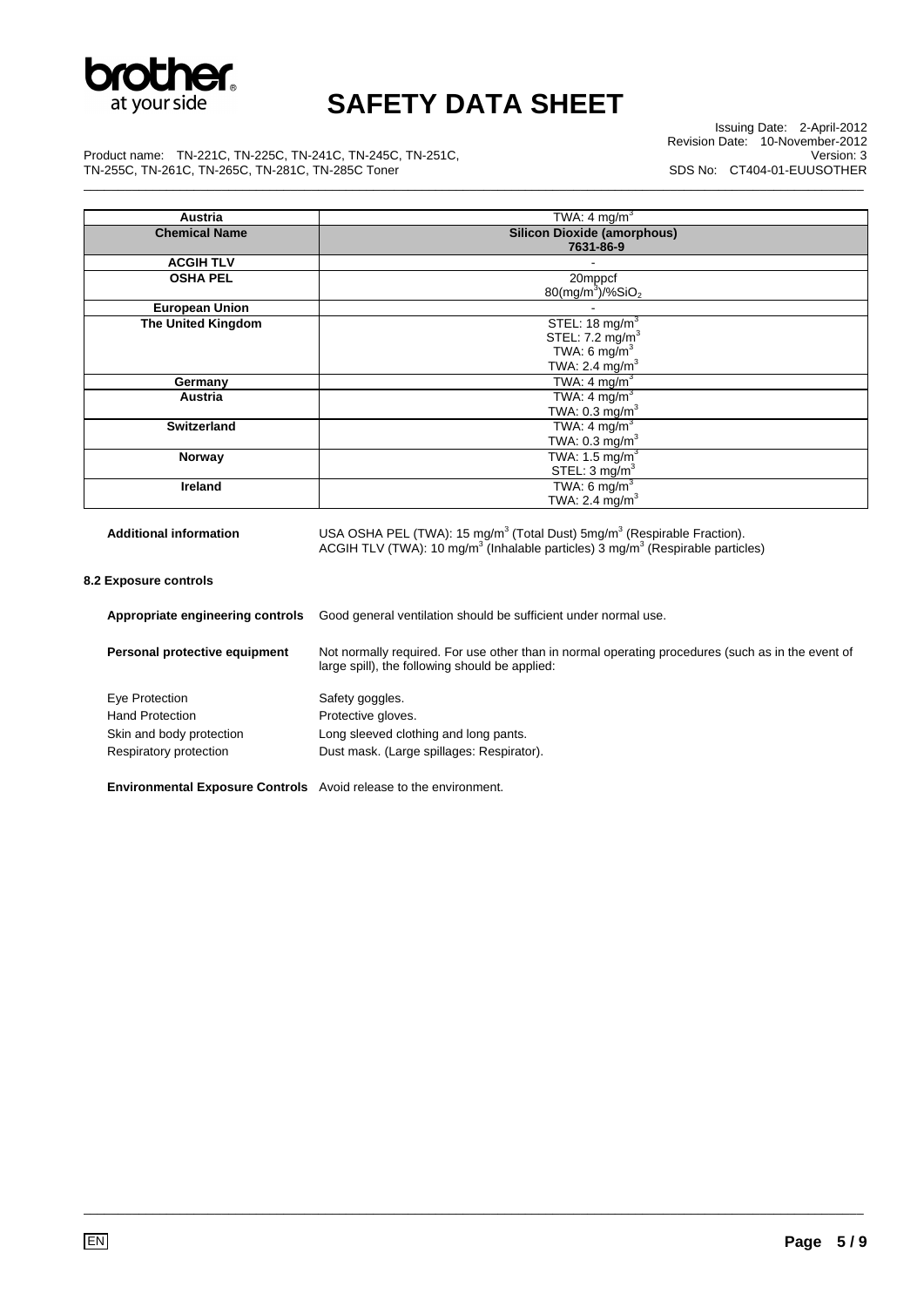| Austria | TWA: 4 mg/m$^3$ |
|---|---|
| **Chemical Name** | **Silicon Dioxide (amorphous) 7631-86-9** |
| **ACGIH TLV** | - |
| **OSHA PEL** | 20mppcf<br>80(mg/m$^3$)/%$SiO_2$ |
| **European Union** | - |
| **The United Kingdom** | STEL: 18 mg/m$^3$<br>STEL: 7.2 mg/m$^3$<br>TWA: 6 mg/m$^3$<br>TWA: 2.4 mg/m$^3$ |
| **Germany** | TWA: 4 mg/m$^3$ |
| **Austria** | TWA: 4 mg/m$^3$<br>TWA: 0.3 mg/m$^3$ |
| **Switzerland** | TWA: 4 mg/m$^3$<br>TWA: 0.3 mg/m$^3$ |
| **Norway** | TWA: 1.5 mg/m$^3$<br>STEL: 3 mg/m$^3$ |
| **Ireland** | TWA: 6 mg/m$^3$<br>TWA: 2.4 mg/m$^3$ |

**Additional information** USA OSHA PEL (TWA): 15 mg/m$^3$ (Total Dust) 5mg/m$^3$ (Respirable Fraction). ACGIH TLV (TWA): 10 mg/m$^3$ (Inhalable particles) 3 mg/m$^3$ (Respirable particles)

**8.2 Exposure controls**

**Appropriate engineering controls** Good general ventilation should be sufficient under normal use.

**Personal protective equipment** Not normally required. For use other than in normal operating procedures (such as in the event of large spill), the following should be applied:

Eye Protection — Safety goggles.
Hand Protection — Protective gloves.
Skin and body protection — Long sleeved clothing and long pants.
Respiratory protection — Dust mask. (Large spillages: Respirator).

**Environmental Exposure Controls** Avoid release to the environment.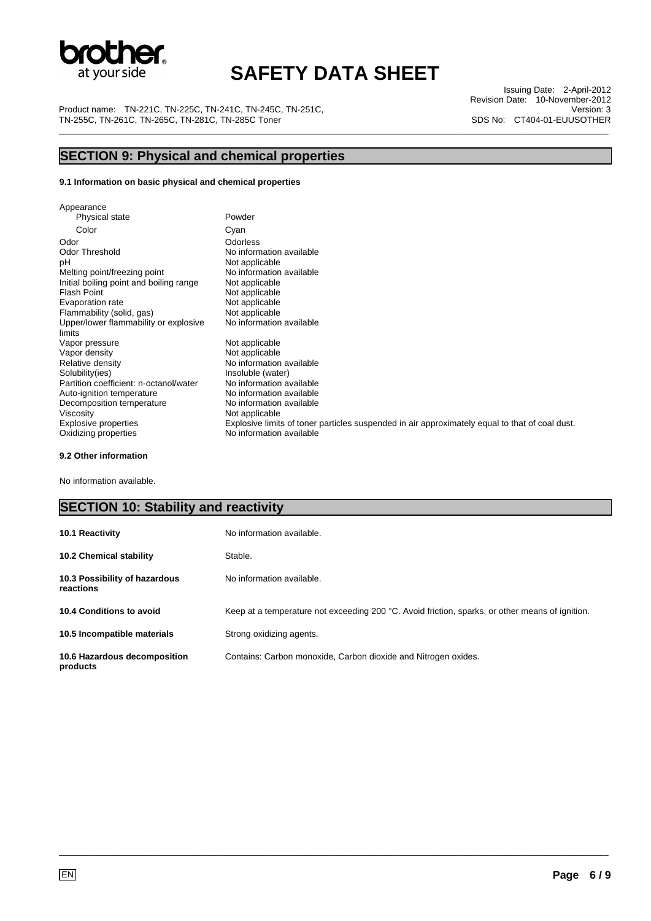## SECTION 9: Physical and chemical properties

### 9.1 Information on basic physical and chemical properties

| | |
|---|---|
| Appearance | |
| Physical state | Powder |
| Color | Cyan |
| Odor | Odorless |
| Odor Threshold | No information available |
| pH | Not applicable |
| Melting point/freezing point | No information available |
| Initial boiling point and boiling range | Not applicable |
| Flash Point | Not applicable |
| Evaporation rate | Not applicable |
| Flammability (solid, gas) | Not applicable |
| Upper/lower flammability or explosive limits | No information available |
| Vapor pressure | Not applicable |
| Vapor density | Not applicable |
| Relative density | No information available |
| Solubility(ies) | Insoluble (water) |
| Partition coefficient: n-octanol/water | No information available |
| Auto-ignition temperature | No information available |
| Decomposition temperature | No information available |
| Viscosity | Not applicable |
| Explosive properties | Explosive limits of toner particles suspended in air approximately equal to that of coal dust. |
| Oxidizing properties | No information available |

### 9.2 Other information

No information available.

## SECTION 10: Stability and reactivity

| | |
|---|---|
| **10.1 Reactivity** | No information available. |
| **10.2 Chemical stability** | Stable. |
| **10.3 Possibility of hazardous reactions** | No information available. |
| **10.4 Conditions to avoid** | Keep at a temperature not exceeding 200 °C. Avoid friction, sparks, or other means of ignition. |
| **10.5 Incompatible materials** | Strong oxidizing agents. |
| **10.6 Hazardous decomposition products** | Contains: Carbon monoxide, Carbon dioxide and Nitrogen oxides. |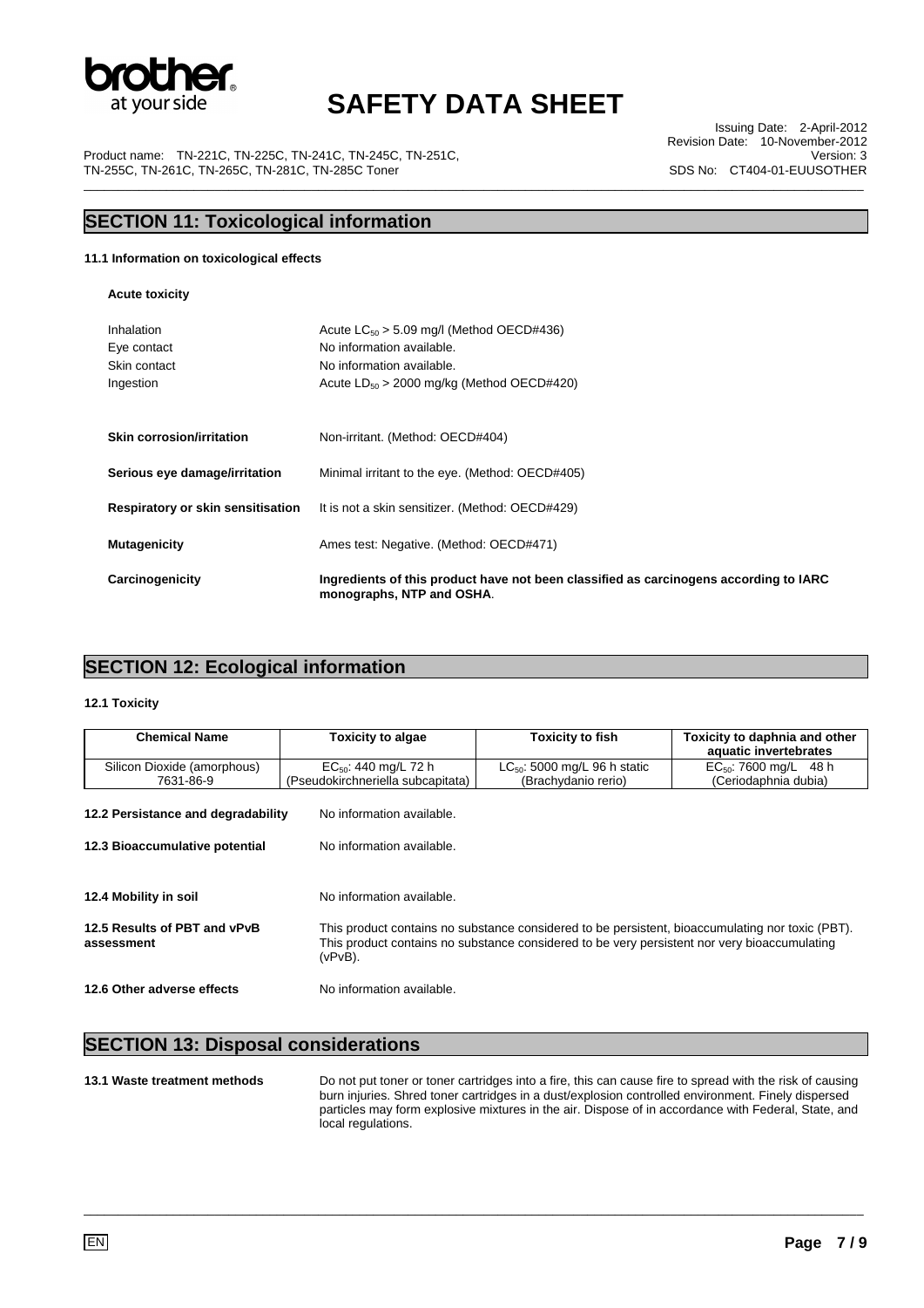## SECTION 11: Toxicological information

**11.1 Information on toxicological effects**

**Acute toxicity**

| | |
|---|---|
| Inhalation | Acute $LC_{50}$ > 5.09 mg/l (Method OECD#436) |
| Eye contact | No information available. |
| Skin contact | No information available. |
| Ingestion | Acute $LD_{50}$ > 2000 mg/kg (Method OECD#420) |

**Skin corrosion/irritation** Non-irritant. (Method: OECD#404)

**Serious eye damage/irritation** Minimal irritant to the eye. (Method: OECD#405)

**Respiratory or skin sensitisation** It is not a skin sensitizer. (Method: OECD#429)

**Mutagenicity** Ames test: Negative. (Method: OECD#471)

**Carcinogenicity** **Ingredients of this product have not been classified as carcinogens according to IARC monographs, NTP and OSHA**.

## SECTION 12: Ecological information

**12.1 Toxicity**

| Chemical Name | Toxicity to algae | Toxicity to fish | Toxicity to daphnia and other aquatic invertebrates |
|---|---|---|---|
| Silicon Dioxide (amorphous) 7631-86-9 | $EC_{50}$: 440 mg/L 72 h (Pseudokirchneriella subcapitata) | $LC_{50}$: 5000 mg/L 96 h static (Brachydanio rerio) | $EC_{50}$: 7600 mg/L 48 h (Ceriodaphnia dubia) |

**12.2 Persistance and degradability** No information available.

**12.3 Bioaccumulative potential** No information available.

**12.4 Mobility in soil** No information available.

**12.5 Results of PBT and vPvB assessment** This product contains no substance considered to be persistent, bioaccumulating nor toxic (PBT). This product contains no substance considered to be very persistent nor very bioaccumulating (vPvB).

**12.6 Other adverse effects** No information available.

## SECTION 13: Disposal considerations

**13.1 Waste treatment methods** Do not put toner or toner cartridges into a fire, this can cause fire to spread with the risk of causing burn injuries. Shred toner cartridges in a dust/explosion controlled environment. Finely dispersed particles may form explosive mixtures in the air. Dispose of in accordance with Federal, State, and local regulations.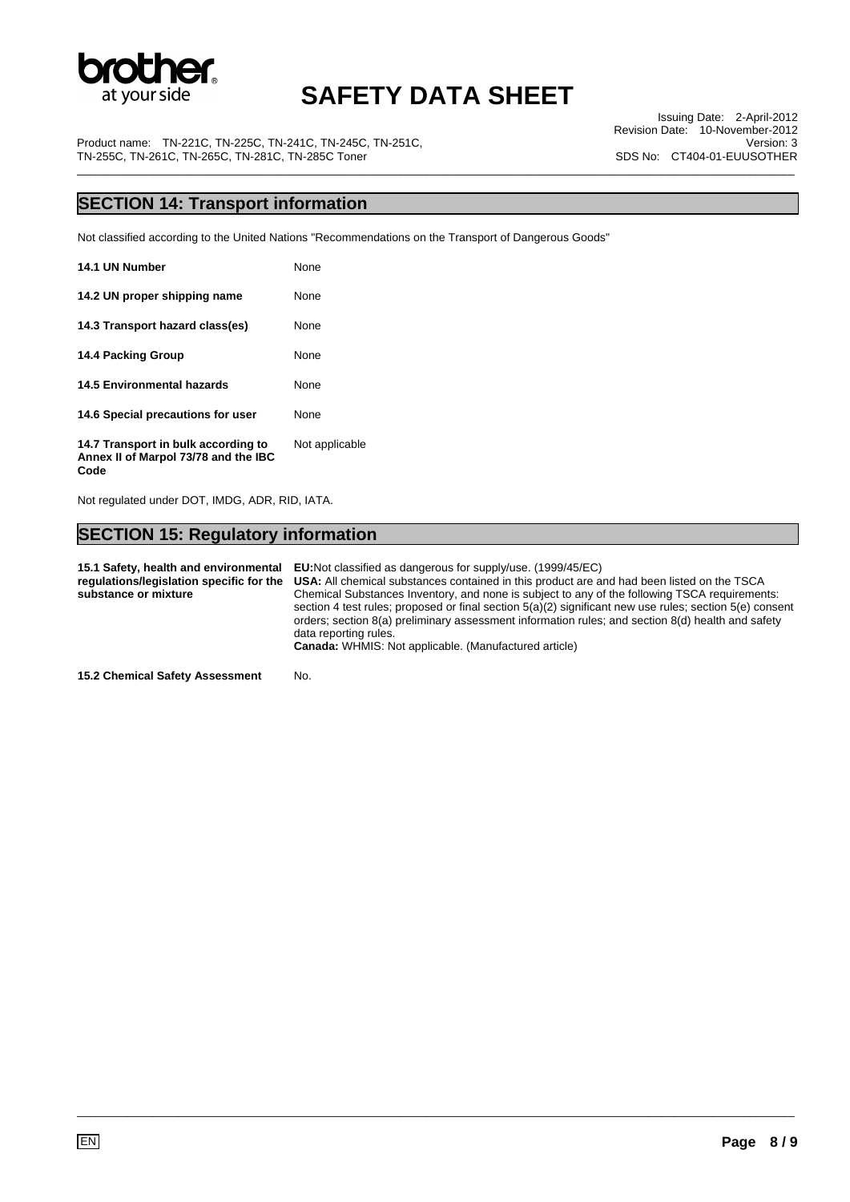## SECTION 14: Transport information

Not classified according to the United Nations "Recommendations on the Transport of Dangerous Goods"

| | |
|---|---|
| **14.1 UN Number** | None |
| **14.2 UN proper shipping name** | None |
| **14.3 Transport hazard class(es)** | None |
| **14.4 Packing Group** | None |
| **14.5 Environmental hazards** | None |
| **14.6 Special precautions for user** | None |
| **14.7 Transport in bulk according to Annex II of Marpol 73/78 and the IBC Code** | Not applicable |

Not regulated under DOT, IMDG, ADR, RID, IATA.

## SECTION 15: Regulatory information

| | |
|---|---|
| **15.1 Safety, health and environmental regulations/legislation specific for the substance or mixture** | **EU:**Not classified as dangerous for supply/use. (1999/45/EC)<br>**USA:** All chemical substances contained in this product are and had been listed on the TSCA Chemical Substances Inventory, and none is subject to any of the following TSCA requirements: section 4 test rules; proposed or final section 5(a)(2) significant new use rules; section 5(e) consent orders; section 8(a) preliminary assessment information rules; and section 8(d) health and safety data reporting rules.<br>**Canada:** WHMIS: Not applicable. (Manufactured article) |
| **15.2 Chemical Safety Assessment** | No. |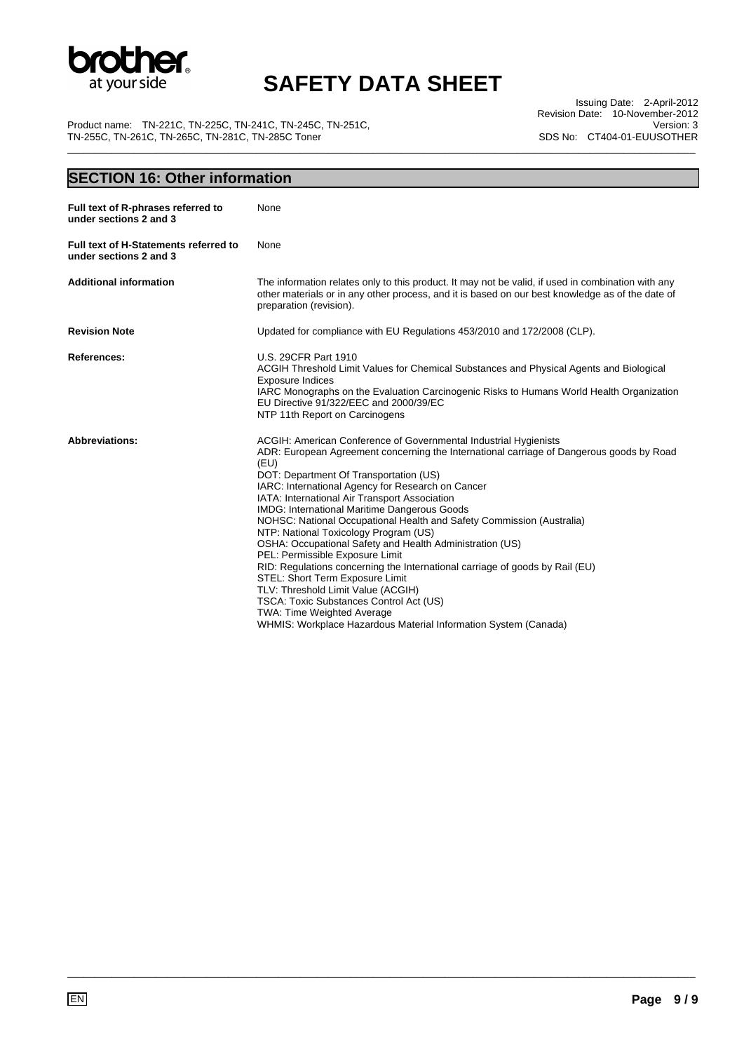## SECTION 16: Other information

**Full text of R-phrases referred to under sections 2 and 3**

None

**Full text of H-Statements referred to under sections 2 and 3**

None

**Additional information**

The information relates only to this product. It may not be valid, if used in combination with any other materials or in any other process, and it is based on our best knowledge as of the date of preparation (revision).

**Revision Note**

Updated for compliance with EU Regulations 453/2010 and 172/2008 (CLP).

**References:**

U.S. 29CFR Part 1910
ACGIH Threshold Limit Values for Chemical Substances and Physical Agents and Biological Exposure Indices
IARC Monographs on the Evaluation Carcinogenic Risks to Humans World Health Organization
EU Directive 91/322/EEC and 2000/39/EC
NTP 11th Report on Carcinogens

**Abbreviations:**

ACGIH: American Conference of Governmental Industrial Hygienists
ADR: European Agreement concerning the International carriage of Dangerous goods by Road (EU)
DOT: Department Of Transportation (US)
IARC: International Agency for Research on Cancer
IATA: International Air Transport Association
IMDG: International Maritime Dangerous Goods
NOHSC: National Occupational Health and Safety Commission (Australia)
NTP: National Toxicology Program (US)
OSHA: Occupational Safety and Health Administration (US)
PEL: Permissible Exposure Limit
RID: Regulations concerning the International carriage of goods by Rail (EU)
STEL: Short Term Exposure Limit
TLV: Threshold Limit Value (ACGIH)
TSCA: Toxic Substances Control Act (US)
TWA: Time Weighted Average
WHMIS: Workplace Hazardous Material Information System (Canada)